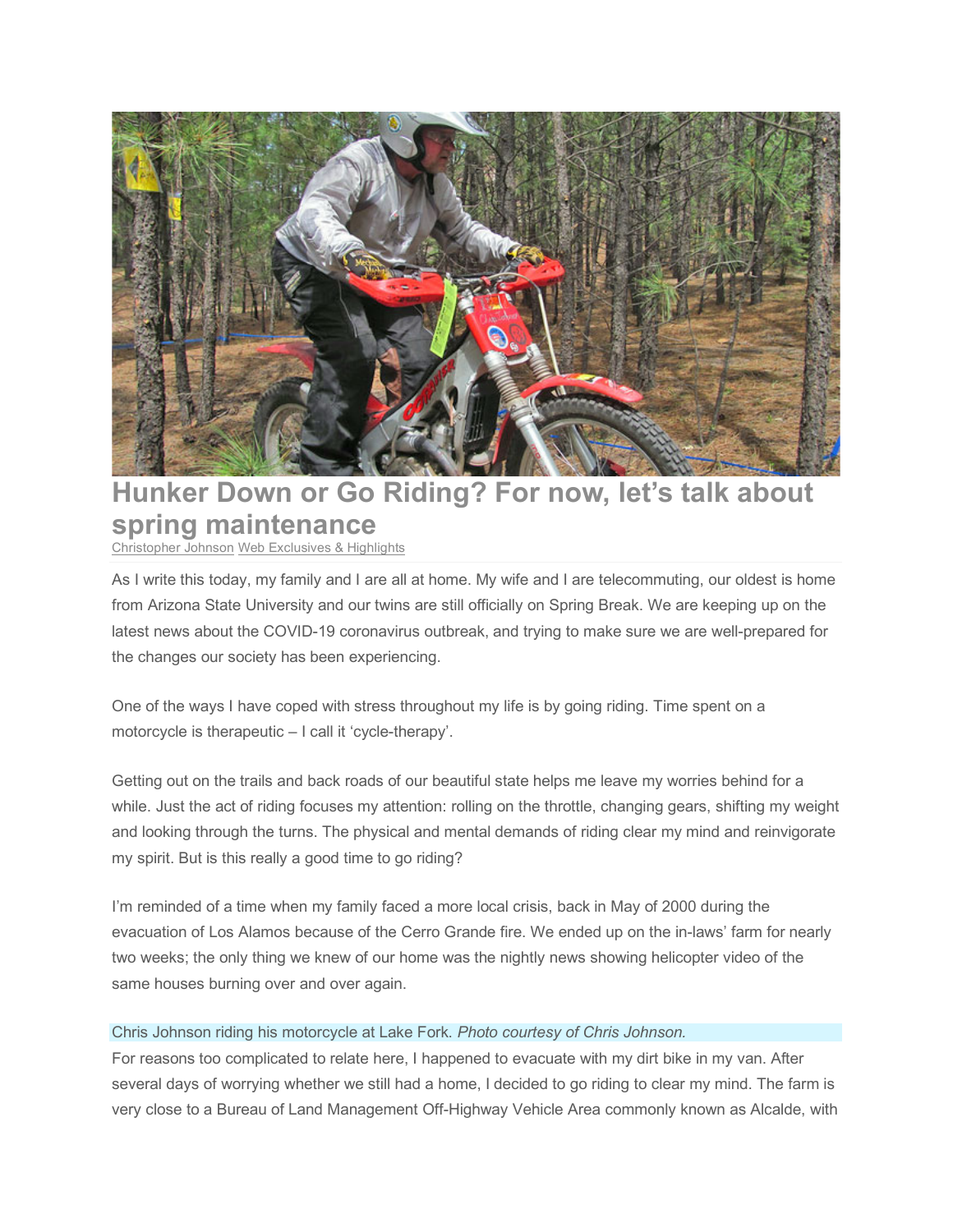# Hunker Down or Go Riding? For now, let's talk about spring maintenance

Christopher Johnson Web Exclusives & Highlights

As I write this today, my family and I are all at home. My wife and I are telecommuting, our oldest is home from Arizona State University and our twins are still officially on Spring Break. We are keeping up on the latest news about the COVID-19 coronavirus outbreak, and trying to make sure we are well-prepared for the changes our society has been experiencing.

One of the ways I have coped with stress throughout my life is by going riding. Time spent on a motorcycle is therapeutic – I call it 'cycle-therapy'.

Getting out on the trails and back roads of our beautiful state helps me leave my worries behind for a while. Just the act of riding focuses my attention: rolling on the throttle, changing gears, shifting my weight and looking through the turns. The physical and mental demands of riding clear my mind and reinvigorate my spirit. But is this really a good time to go riding?

I'm reminded of a time when my family faced a more local crisis, back in May of 2000 during the evacuation of Los Alamos because of the Cerro Grande fire. We ended up on the in-laws' farm for nearly two weeks; the only thing we knew of our home was the nightly news showing helicopter video of the same houses burning over and over again.

Chris Johnson riding his motorcycle at Lake Fork. *Photo courtesy of Chris Johnson.*

For reasons too complicated to relate here, I happened to evacuate with my dirt bike in my van. After several days of worrying whether we still had a home, I decided to go riding to clear my mind. The farm is very close to a Bureau of Land Management Off-Highway Vehicle Area commonly known as Alcalde, with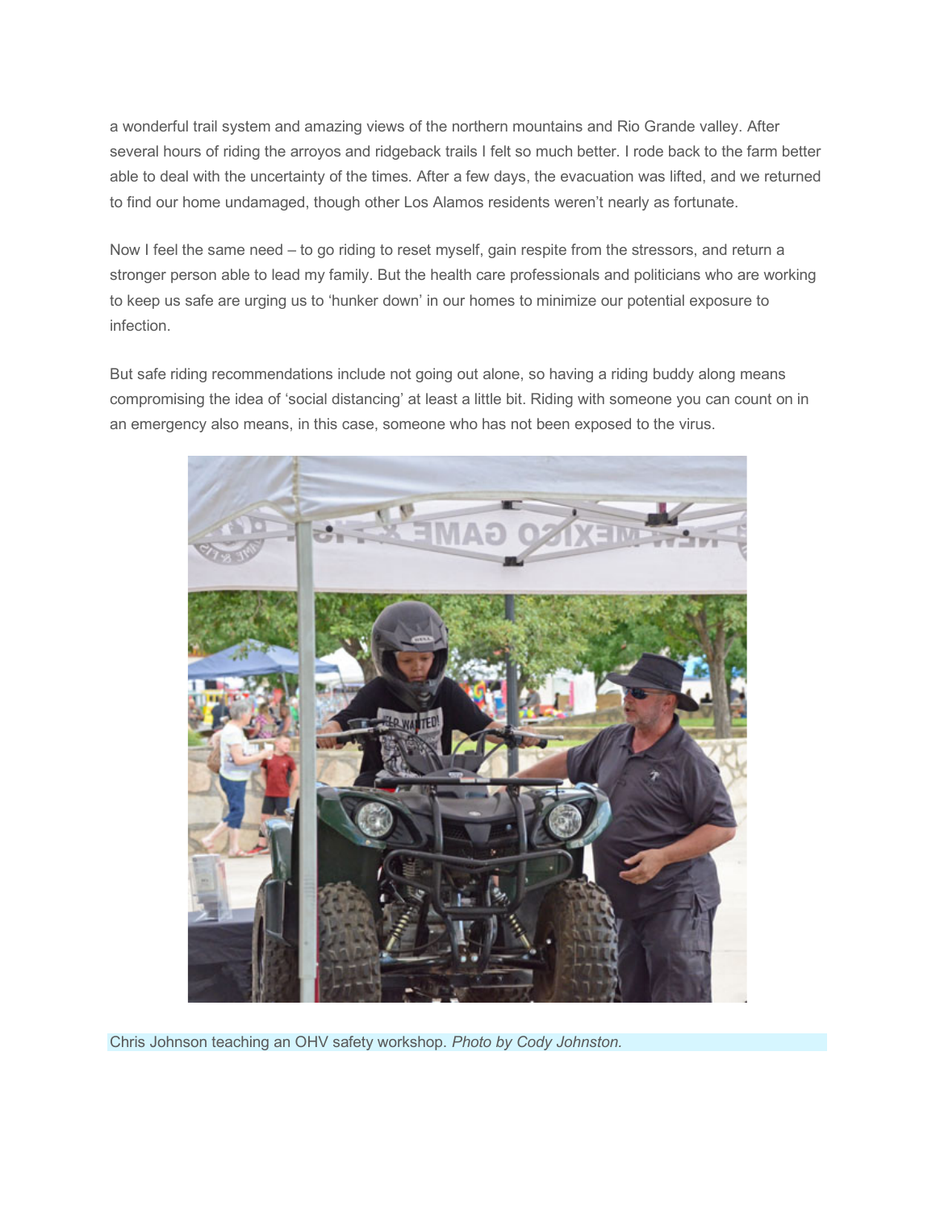a wonderful trail system and amazing views of the northern mountains and Rio Grande valley. After several hours of riding the arroyos and ridgeback trails I felt so much better. I rode back to the farm better able to deal with the uncertainty of the times. After a few days, the evacuation was lifted, and we returned to find our home undamaged, though other Los Alamos residents weren't nearly as fortunate.

Now I feel the same need – to go riding to reset myself, gain respite from the stressors, and return a stronger person able to lead my family. But the health care professionals and politicians who are working to keep us safe are urging us to 'hunker down' in our homes to minimize our potential exposure to infection.

But safe riding recommendations include not going out alone, so having a riding buddy along means compromising the idea of 'social distancing' at least a little bit. Riding with someone you can count on in an emergency also means, in this case, someone who has not been exposed to the virus.

Chris Johnson teaching an OHV safety workshop. *Photo by Cody Johnston.*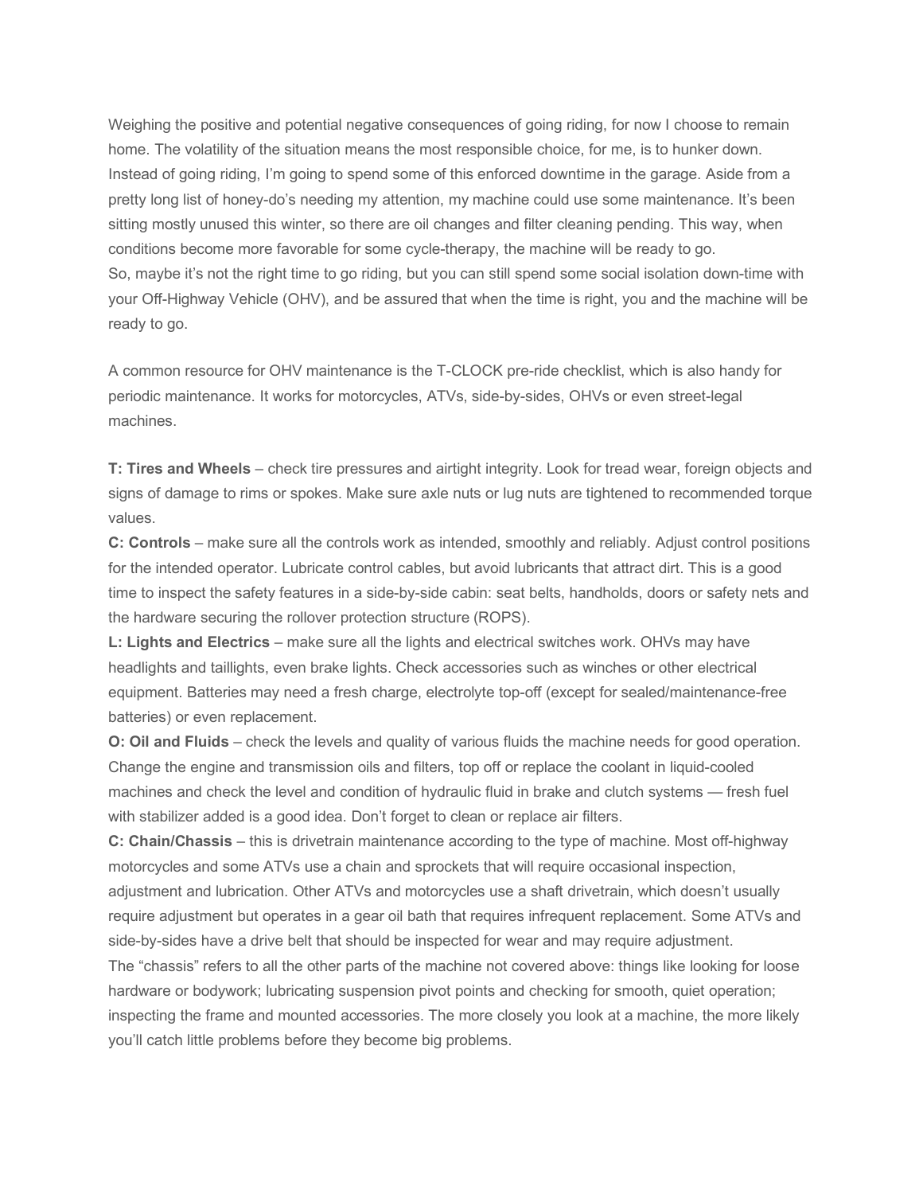Weighing the positive and potential negative consequences of going riding, for now I choose to remain home. The volatility of the situation means the most responsible choice, for me, is to hunker down. Instead of going riding, I'm going to spend some of this enforced downtime in the garage. Aside from a pretty long list of honey-do's needing my attention, my machine could use some maintenance. It's been sitting mostly unused this winter, so there are oil changes and filter cleaning pending. This way, when conditions become more favorable for some cycle-therapy, the machine will be ready to go.

So, maybe it's not the right time to go riding, but you can still spend some social isolation down-time with your Off-Highway Vehicle (OHV), and be assured that when the time is right, you and the machine will be ready to go.

A common resource for OHV maintenance is the T-CLOCK pre-ride checklist, which is also handy for periodic maintenance. It works for motorcycles, ATVs, side-by-sides, OHVs or even street-legal machines.

**T: Tires and Wheels** – check tire pressures and airtight integrity. Look for tread wear, foreign objects and signs of damage to rims or spokes. Make sure axle nuts or lug nuts are tightened to recommended torque values.

**C: Controls** – make sure all the controls work as intended, smoothly and reliably. Adjust control positions for the intended operator. Lubricate control cables, but avoid lubricants that attract dirt. This is a good time to inspect the safety features in a side-by-side cabin: seat belts, handholds, doors or safety nets and the hardware securing the rollover protection structure (ROPS).

**L: Lights and Electrics** – make sure all the lights and electrical switches work. OHVs may have headlights and taillights, even brake lights. Check accessories such as winches or other electrical equipment. Batteries may need a fresh charge, electrolyte top-off (except for sealed/maintenance-free batteries) or even replacement.

**O: Oil and Fluids** – check the levels and quality of various fluids the machine needs for good operation. Change the engine and transmission oils and filters, top off or replace the coolant in liquid-cooled machines and check the level and condition of hydraulic fluid in brake and clutch systems — fresh fuel with stabilizer added is a good idea. Don't forget to clean or replace air filters.

**C: Chain/Chassis** – this is drivetrain maintenance according to the type of machine. Most off-highway motorcycles and some ATVs use a chain and sprockets that will require occasional inspection, adjustment and lubrication. Other ATVs and motorcycles use a shaft drivetrain, which doesn't usually require adjustment but operates in a gear oil bath that requires infrequent replacement. Some ATVs and side-by-sides have a drive belt that should be inspected for wear and may require adjustment.

The "chassis" refers to all the other parts of the machine not covered above: things like looking for loose hardware or bodywork; lubricating suspension pivot points and checking for smooth, quiet operation; inspecting the frame and mounted accessories. The more closely you look at a machine, the more likely you'll catch little problems before they become big problems.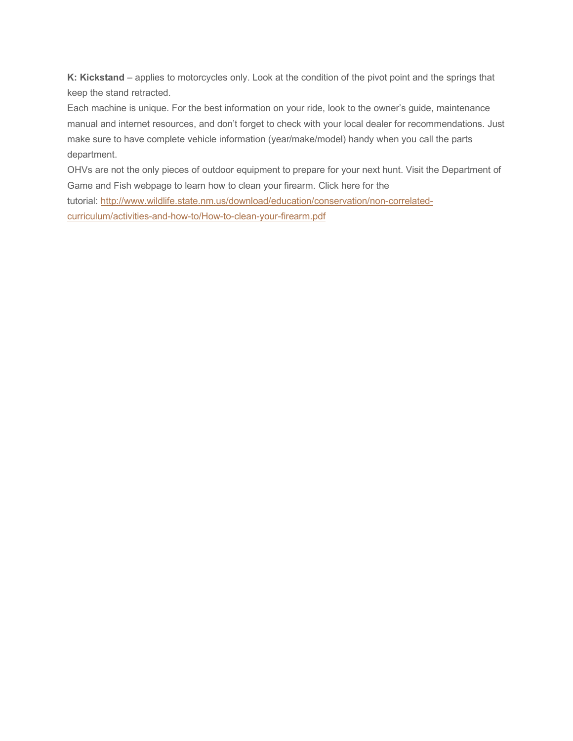**K: Kickstand** – applies to motorcycles only. Look at the condition of the pivot point and the springs that keep the stand retracted.

Each machine is unique. For the best information on your ride, look to the owner's guide, maintenance manual and internet resources, and don't forget to check with your local dealer for recommendations. Just make sure to have complete vehicle information (year/make/model) handy when you call the parts department.

OHVs are not the only pieces of outdoor equipment to prepare for your next hunt. Visit the Department of Game and Fish webpage to learn how to clean your firearm. Click here for the tutorial: [http://www.wildlife.state.nm.us/download/education/conservation/non-correlated-curriculum/activities-and-how-to/How-to-clean-your-firearm.pdf](http://www.wildlife.state.nm.us/download/education/conservation/non-correlated-curriculum/activities-and-how-to/How-to-clean-your-firearm.pdf)